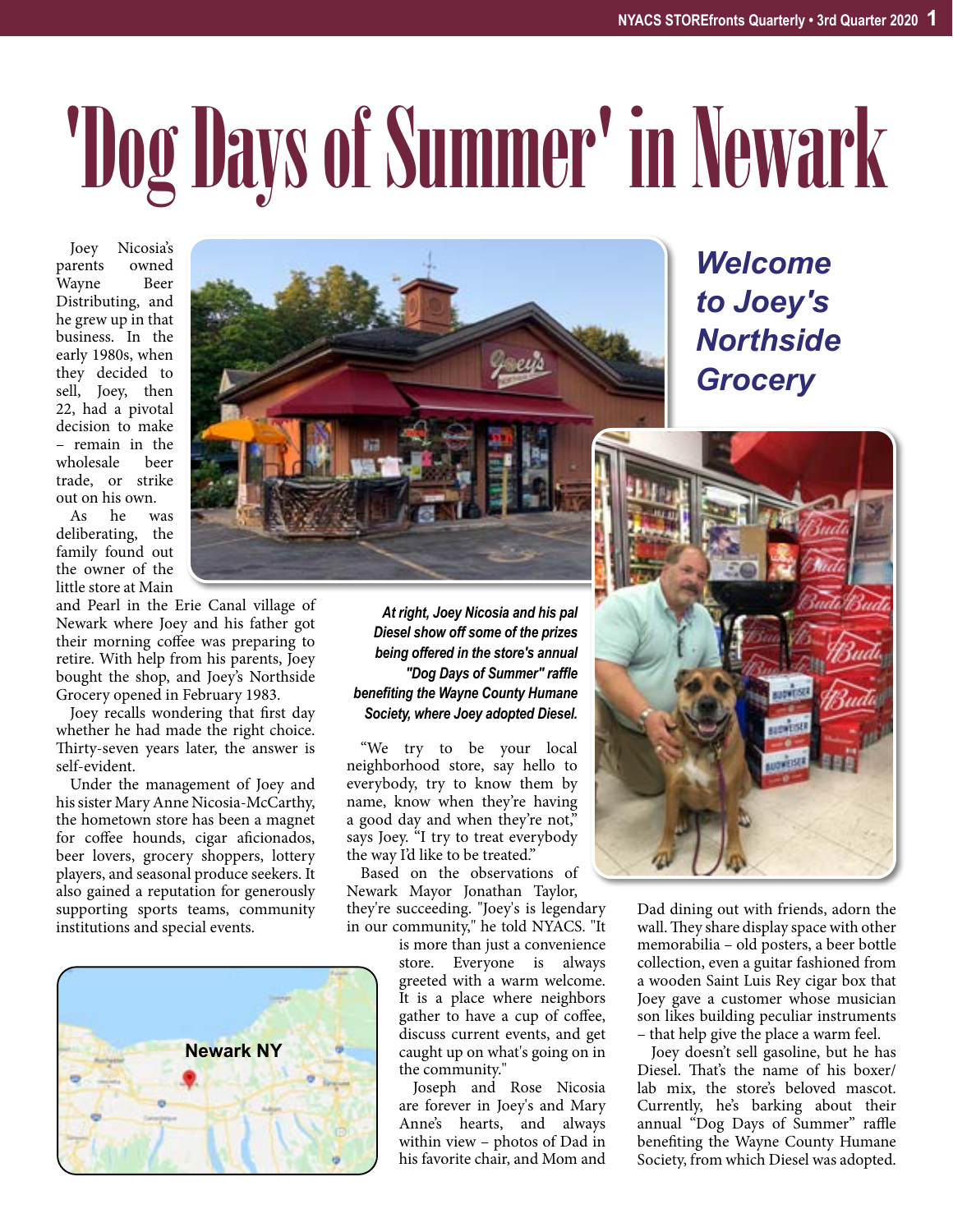# 'Dog Days of Summer' in Newark

## *Welcome to Joey's Northside Grocery*

Joey Nicosia's parents owned Wayne Beer Distributing, and he grew up in that business. In the early 1980s, when they decided to sell, Joey, then 22, had a pivotal decision to make – remain in the wholesale beer trade, or strike out on his own.

As he was deliberating, the family found out the owner of the little store at Main and Pearl in the Erie Canal village of Newark where Joey and his father got their morning coffee was preparing to retire. With help from his parents, Joey bought the shop, and Joey's Northside Grocery opened in February 1983.

Joey recalls wondering that first day whether he had made the right choice. Thirty-seven years later, the answer is self-evident.

Under the management of Joey and his sister Mary Anne Nicosia-McCarthy, the hometown store has been a magnet for coffee hounds, cigar aficionados, beer lovers, grocery shoppers, lottery players, and seasonal produce seekers. It also gained a reputation for generously supporting sports teams, community institutions and special events.

Newark NY

*At right, Joey Nicosia and his pal Diesel show off some of the prizes being offered in the store's annual "Dog Days of Summer" raffle benefiting the Wayne County Humane Society, where Joey adopted Diesel.*

"We try to be your local neighborhood store, say hello to everybody, try to know them by name, know when they're having a good day and when they're not," says Joey. "I try to treat everybody the way I'd like to be treated."

Based on the observations of Newark Mayor Jonathan Taylor, they're succeeding. "Joey's is legendary in our community," he told NYACS. "It is more than just a convenience store. Everyone is always greeted with a warm welcome. It is a place where neighbors gather to have a cup of coffee, discuss current events, and get caught up on what's going on in the community."

Joseph and Rose Nicosia are forever in Joey's and Mary Anne's hearts, and always within view – photos of Dad in his favorite chair, and Mom and Dad dining out with friends, adorn the wall. They share display space with other memorabilia – old posters, a beer bottle collection, even a guitar fashioned from a wooden Saint Luis Rey cigar box that Joey gave a customer whose musician son likes building peculiar instruments – that help give the place a warm feel.

Joey doesn't sell gasoline, but he has Diesel. That's the name of his boxer/lab mix, the store's beloved mascot. Currently, he's barking about their annual "Dog Days of Summer" raffle benefiting the Wayne County Humane Society, from which Diesel was adopted.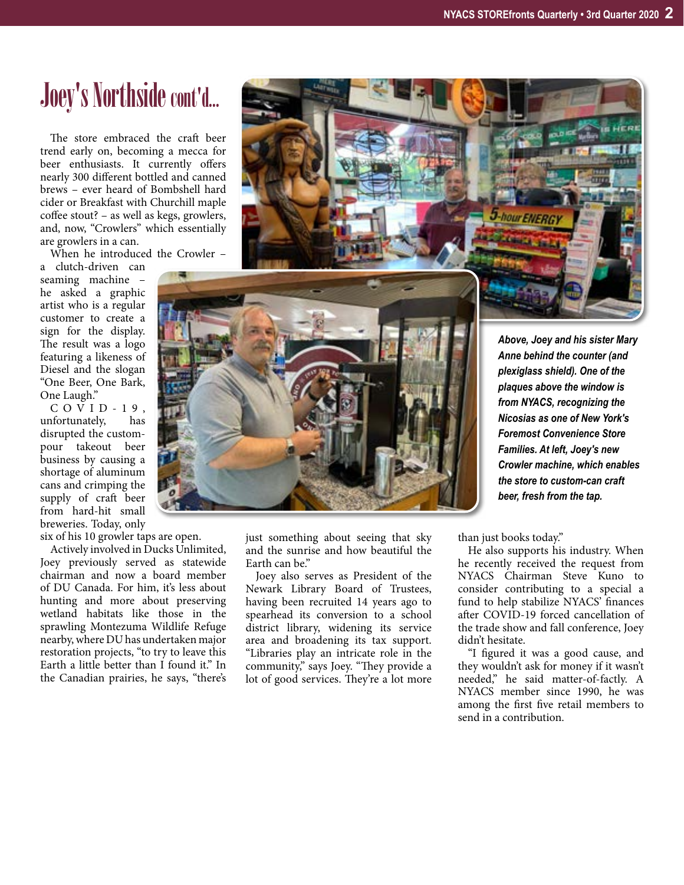# Joey's Northside cont'd...

The store embraced the craft beer trend early on, becoming a mecca for beer enthusiasts. It currently offers nearly 300 different bottled and canned brews – ever heard of Bombshell hard cider or Breakfast with Churchill maple coffee stout? – as well as kegs, growlers, and, now, "Crowlers" which essentially are growlers in a can.

When he introduced the Crowler – a clutch-driven can seaming machine – he asked a graphic artist who is a regular customer to create a sign for the display. The result was a logo featuring a likeness of Diesel and the slogan "One Beer, One Bark, One Laugh."

COVID-19, unfortunately, has disrupted the custom-pour takeout beer business by causing a shortage of aluminum cans and crimping the supply of craft beer from hard-hit small breweries. Today, only six of his 10 growler taps are open.

Actively involved in Ducks Unlimited, Joey previously served as statewide chairman and now a board member of DU Canada. For him, it's less about hunting and more about preserving wetland habitats like those in the sprawling Montezuma Wildlife Refuge nearby, where DU has undertaken major restoration projects, "to try to leave this Earth a little better than I found it." In the Canadian prairies, he says, "there's just something about seeing that sky and the sunrise and how beautiful the Earth can be."

Joey also serves as President of the Newark Library Board of Trustees, having been recruited 14 years ago to spearhead its conversion to a school district library, widening its service area and broadening its tax support. "Libraries play an intricate role in the community," says Joey. "They provide a lot of good services. They're a lot more than just books today."

He also supports his industry. When he recently received the request from NYACS Chairman Steve Kuno to consider contributing to a special a fund to help stabilize NYACS' finances after COVID-19 forced cancellation of the trade show and fall conference, Joey didn't hesitate.

"I figured it was a good cause, and they wouldn't ask for money if it wasn't needed," he said matter-of-factly. A NYACS member since 1990, he was among the first five retail members to send in a contribution.

*Above, Joey and his sister Mary Anne behind the counter (and plexiglass shield). One of the plaques above the window is from NYACS, recognizing the Nicosias as one of New York's Foremost Convenience Store Families. At left, Joey's new Crowler machine, which enables the store to custom-can craft beer, fresh from the tap.*